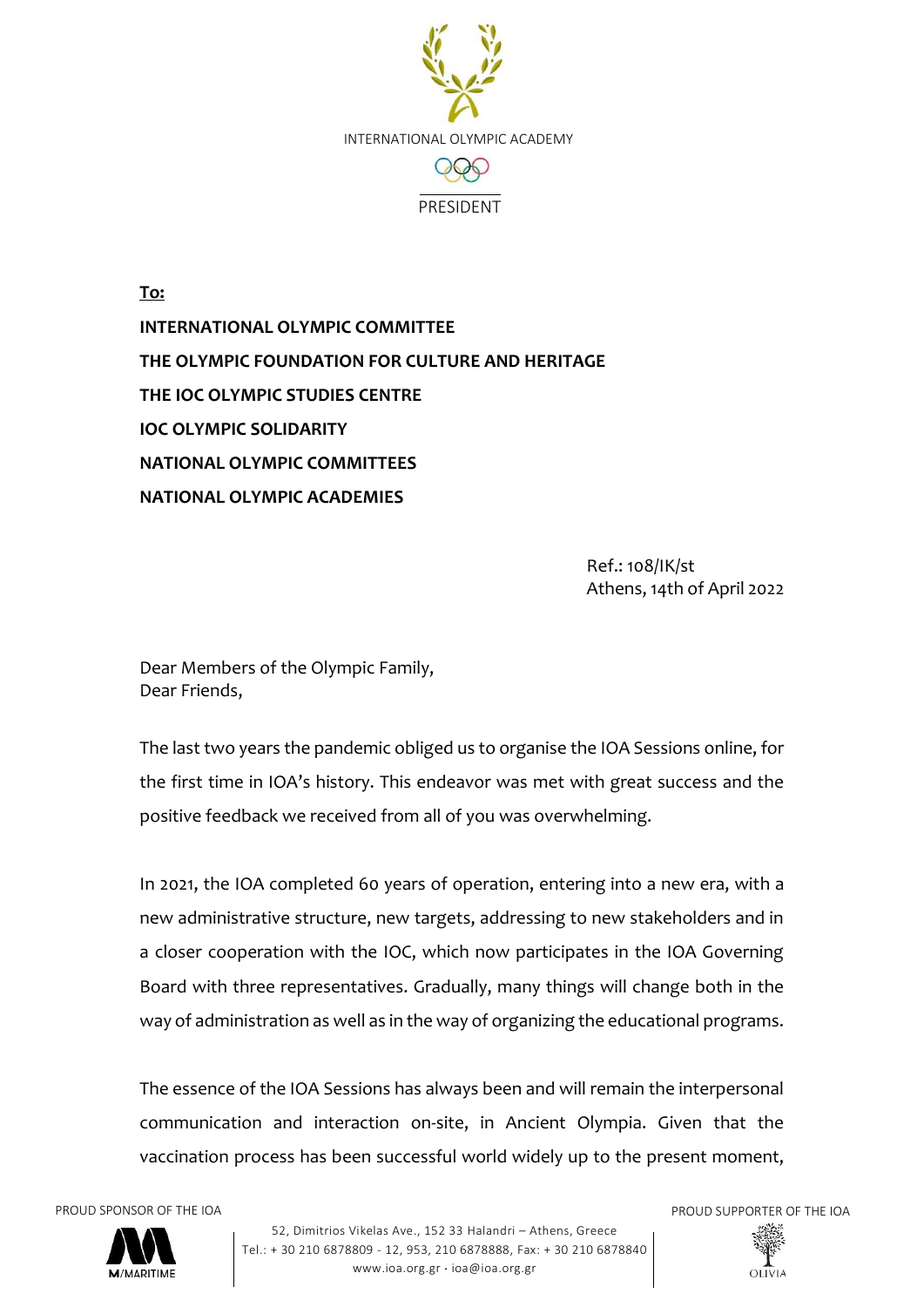INTERNATIONAL OLYMPIC ACADEMY

PRESIDENT

**To:**

**INTERNATIONAL OLYMPIC COMMITTEE**

**THE OLYMPIC FOUNDATION FOR CULTURE AND HERITAGE**

**THE IOC OLYMPIC STUDIES CENTRE**

**IOC OLYMPIC SOLIDARITY**

**NATIONAL OLYMPIC COMMITTEES**

**NATIONAL OLYMPIC ACADEMIES**

Ref.: 108/IK/st
Athens, 14th of April 2022

Dear Members of the Olympic Family,
Dear Friends,

The last two years the pandemic obliged us to organise the IOA Sessions online, for the first time in IOA's history. This endeavor was met with great success and the positive feedback we received from all of you was overwhelming.

In 2021, the IOA completed 60 years of operation, entering into a new era, with a new administrative structure, new targets, addressing to new stakeholders and in a closer cooperation with the IOC, which now participates in the IOA Governing Board with three representatives. Gradually, many things will change both in the way of administration as well as in the way of organizing the educational programs.

The essence of the IOA Sessions has always been and will remain the interpersonal communication and interaction on-site, in Ancient Olympia. Given that the vaccination process has been successful world widely up to the present moment,

PROUD SPONSOR OF THE IOA

M/MARITIME

52, Dimitrios Vikelas Ave., 152 33 Halandri – Athens, Greece
Tel.: + 30 210 6878809 - 12, 953, 210 6878888, Fax: + 30 210 6878840
www.ioa.org.gr · ioa@ioa.org.gr

PROUD SUPPORTER OF THE IOA

OLIVIA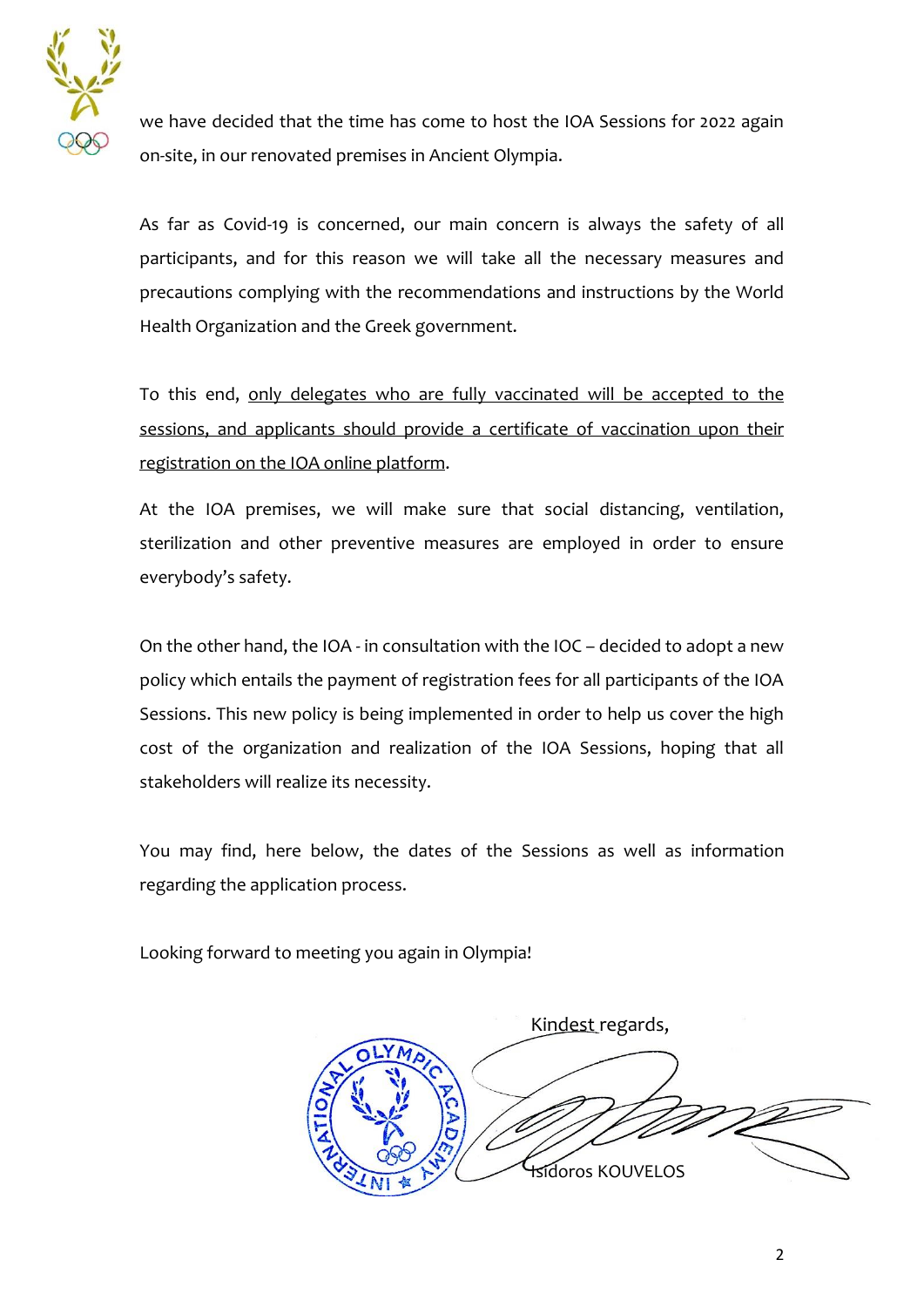we have decided that the time has come to host the IOA Sessions for 2022 again on-site, in our renovated premises in Ancient Olympia.

As far as Covid-19 is concerned, our main concern is always the safety of all participants, and for this reason we will take all the necessary measures and precautions complying with the recommendations and instructions by the World Health Organization and the Greek government.

To this end, only delegates who are fully vaccinated will be accepted to the sessions, and applicants should provide a certificate of vaccination upon their registration on the IOA online platform.

At the IOA premises, we will make sure that social distancing, ventilation, sterilization and other preventive measures are employed in order to ensure everybody's safety.

On the other hand, the IOA - in consultation with the IOC – decided to adopt a new policy which entails the payment of registration fees for all participants of the IOA Sessions. This new policy is being implemented in order to help us cover the high cost of the organization and realization of the IOA Sessions, hoping that all stakeholders will realize its necessity.

You may find, here below, the dates of the Sessions as well as information regarding the application process.

Looking forward to meeting you again in Olympia!

Kindest regards,

Isidoros KOUVELOS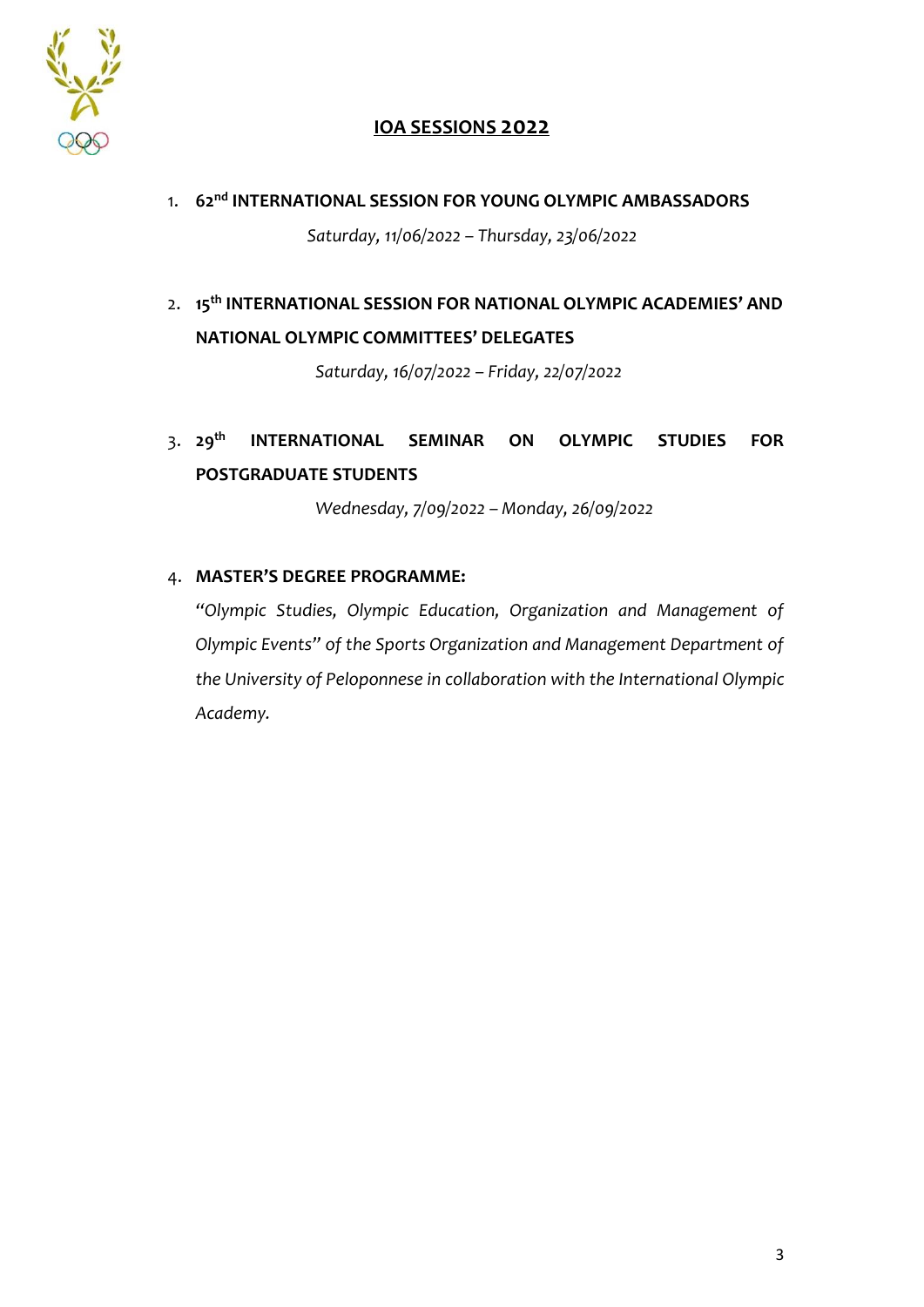# IOA SESSIONS 2022

1. **62nd INTERNATIONAL SESSION FOR YOUNG OLYMPIC AMBASSADORS**

   *Saturday, 11/06/2022 – Thursday, 23/06/2022*

2. **15th INTERNATIONAL SESSION FOR NATIONAL OLYMPIC ACADEMIES' AND NATIONAL OLYMPIC COMMITTEES' DELEGATES**

   *Saturday, 16/07/2022 – Friday, 22/07/2022*

3. **29th INTERNATIONAL SEMINAR ON OLYMPIC STUDIES FOR POSTGRADUATE STUDENTS**

   *Wednesday, 7/09/2022 – Monday, 26/09/2022*

4. **MASTER'S DEGREE PROGRAMME:**

   *"Olympic Studies, Olympic Education, Organization and Management of Olympic Events" of the Sports Organization and Management Department of the University of Peloponnese in collaboration with the International Olympic Academy.*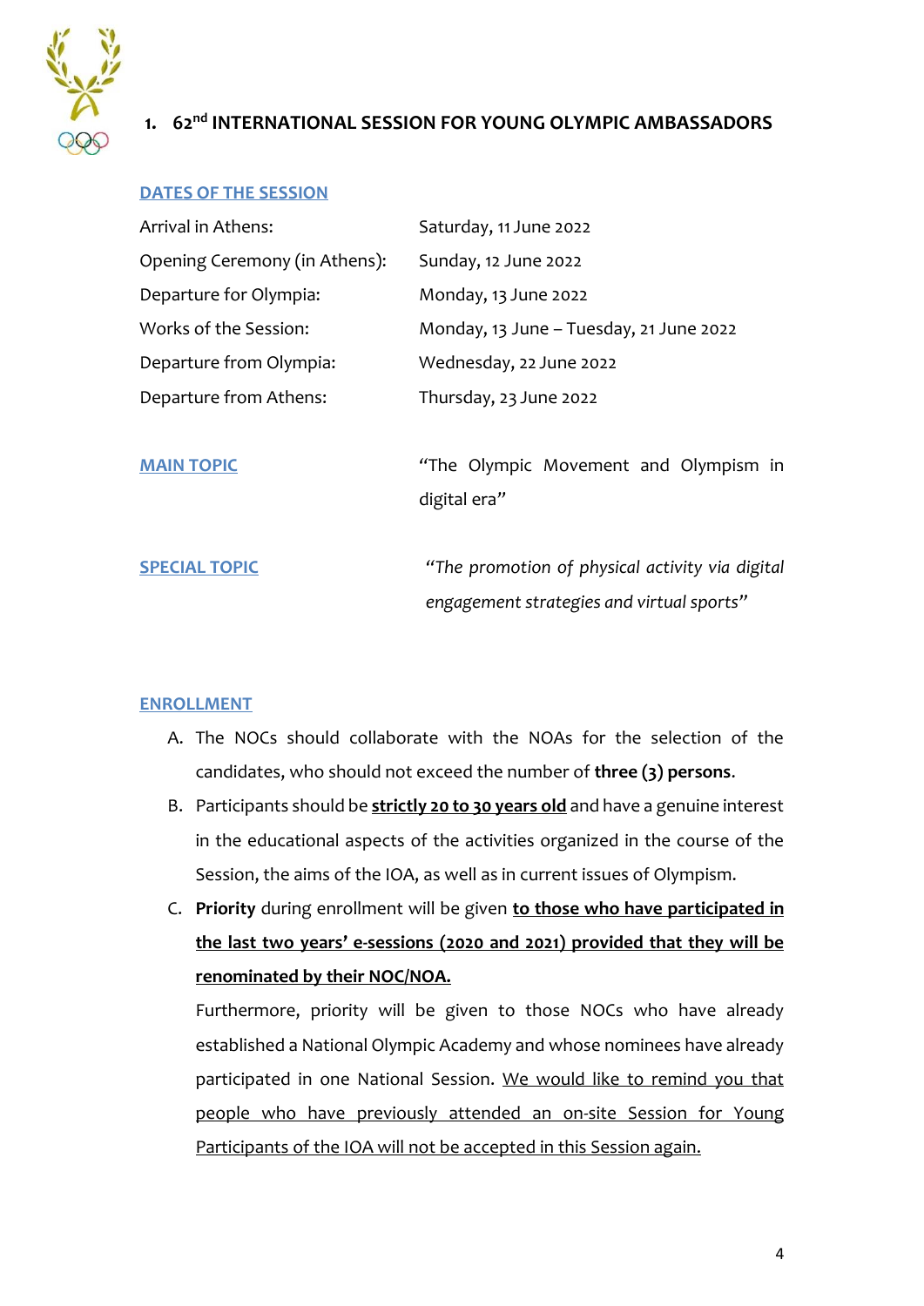## 1. 62nd INTERNATIONAL SESSION FOR YOUNG OLYMPIC AMBASSADORS

**DATES OF THE SESSION**

| | |
|---|---|
| Arrival in Athens: | Saturday, 11 June 2022 |
| Opening Ceremony (in Athens): | Sunday, 12 June 2022 |
| Departure for Olympia: | Monday, 13 June 2022 |
| Works of the Session: | Monday, 13 June – Tuesday, 21 June 2022 |
| Departure from Olympia: | Wednesday, 22 June 2022 |
| Departure from Athens: | Thursday, 23 June 2022 |

**MAIN TOPIC** “The Olympic Movement and Olympism in digital era”

**SPECIAL TOPIC** *“The promotion of physical activity via digital engagement strategies and virtual sports”*

**ENROLLMENT**

A. The NOCs should collaborate with the NOAs for the selection of the candidates, who should not exceed the number of **three (3) persons**.

B. Participants should be **strictly 20 to 30 years old** and have a genuine interest in the educational aspects of the activities organized in the course of the Session, the aims of the IOA, as well as in current issues of Olympism.

C. **Priority** during enrollment will be given **to those who have participated in the last two years’ e-sessions (2020 and 2021) provided that they will be renominated by their NOC/NOA.**

Furthermore, priority will be given to those NOCs who have already established a National Olympic Academy and whose nominees have already participated in one National Session. We would like to remind you that people who have previously attended an on-site Session for Young Participants of the IOA will not be accepted in this Session again.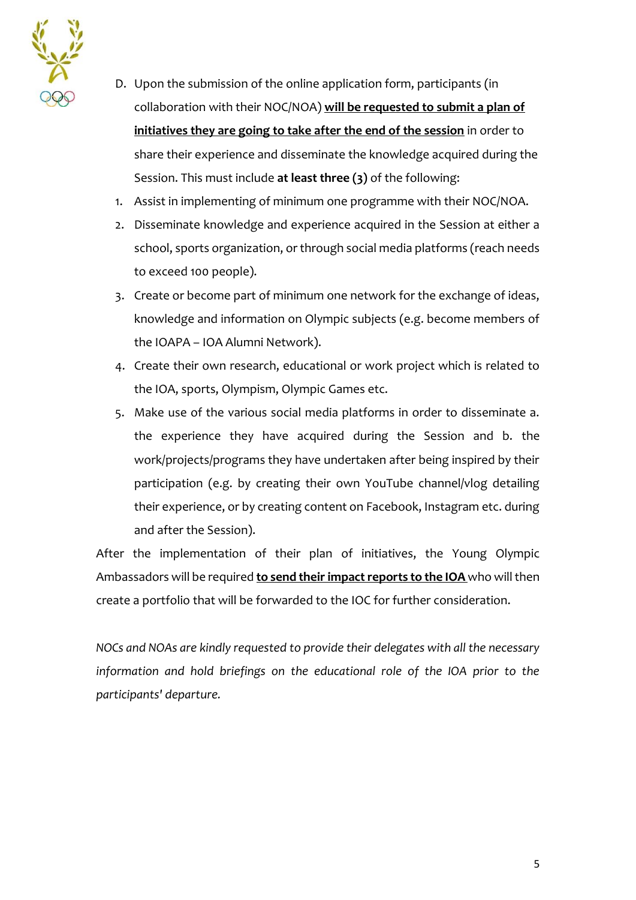D. Upon the submission of the online application form, participants (in collaboration with their NOC/NOA) **will be requested to submit a plan of initiatives they are going to take after the end of the session** in order to share their experience and disseminate the knowledge acquired during the Session. This must include **at least three (3)** of the following:

1. Assist in implementing of minimum one programme with their NOC/NOA.
2. Disseminate knowledge and experience acquired in the Session at either a school, sports organization, or through social media platforms (reach needs to exceed 100 people).
3. Create or become part of minimum one network for the exchange of ideas, knowledge and information on Olympic subjects (e.g. become members of the IOAPA – IOA Alumni Network).
4. Create their own research, educational or work project which is related to the IOA, sports, Olympism, Olympic Games etc.
5. Make use of the various social media platforms in order to disseminate a. the experience they have acquired during the Session and b. the work/projects/programs they have undertaken after being inspired by their participation (e.g. by creating their own YouTube channel/vlog detailing their experience, or by creating content on Facebook, Instagram etc. during and after the Session).

After the implementation of their plan of initiatives, the Young Olympic Ambassadors will be required **to send their impact reports to the IOA** who will then create a portfolio that will be forwarded to the IOC for further consideration.

*NOCs and NOAs are kindly requested to provide their delegates with all the necessary information and hold briefings on the educational role of the IOA prior to the participants' departure.*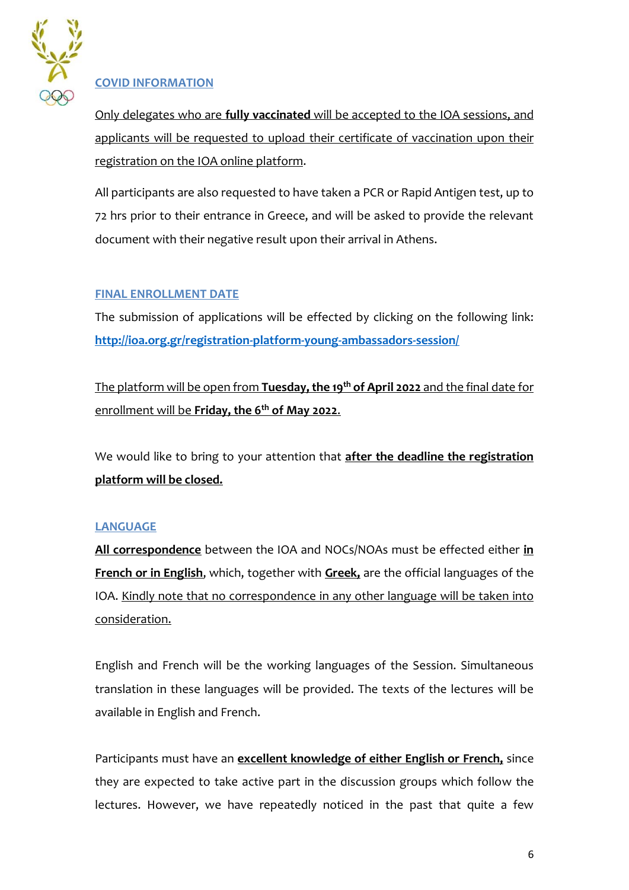## COVID INFORMATION

Only delegates who are **fully vaccinated** will be accepted to the IOA sessions, and applicants will be requested to upload their certificate of vaccination upon their registration on the IOA online platform.

All participants are also requested to have taken a PCR or Rapid Antigen test, up to 72 hrs prior to their entrance in Greece, and will be asked to provide the relevant document with their negative result upon their arrival in Athens.

## FINAL ENROLLMENT DATE

The submission of applications will be effected by clicking on the following link: **http://ioa.org.gr/registration-platform-young-ambassadors-session/**

The platform will be open from **Tuesday, the 19th of April 2022** and the final date for enrollment will be **Friday, the 6th of May 2022**.

We would like to bring to your attention that **after the deadline the registration platform will be closed.**

## LANGUAGE

**All correspondence** between the IOA and NOCs/NOAs must be effected either **in French or in English**, which, together with **Greek,** are the official languages of the IOA. Kindly note that no correspondence in any other language will be taken into consideration.

English and French will be the working languages of the Session. Simultaneous translation in these languages will be provided. The texts of the lectures will be available in English and French.

Participants must have an **excellent knowledge of either English or French,** since they are expected to take active part in the discussion groups which follow the lectures. However, we have repeatedly noticed in the past that quite a few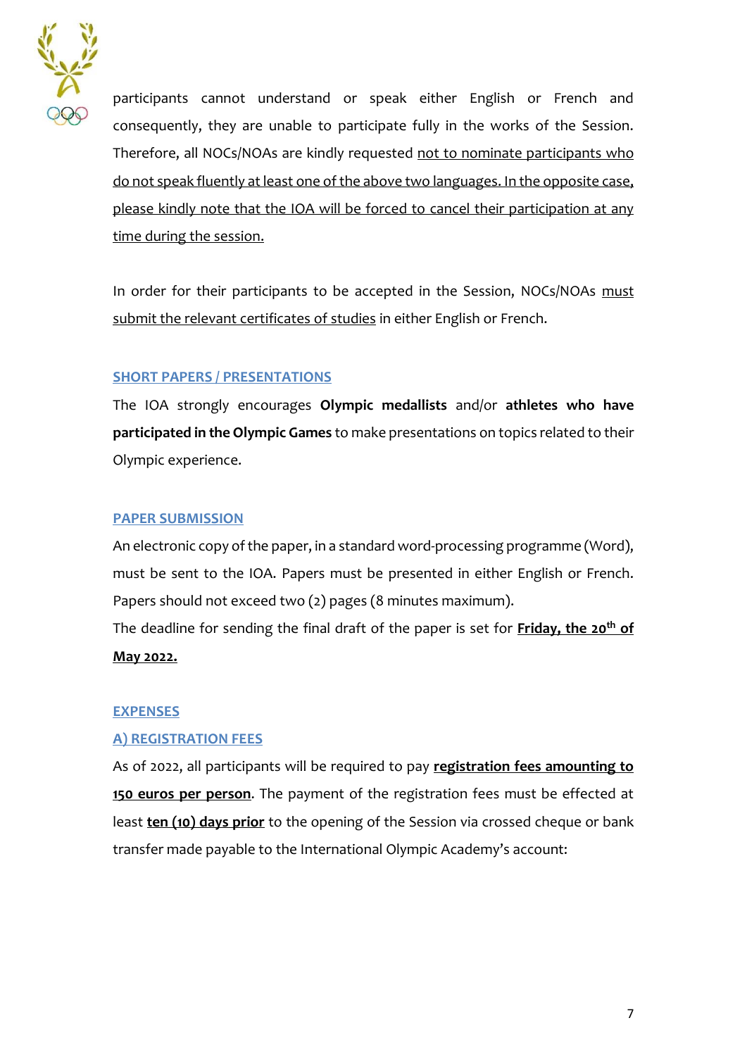participants cannot understand or speak either English or French and consequently, they are unable to participate fully in the works of the Session. Therefore, all NOCs/NOAs are kindly requested not to nominate participants who do not speak fluently at least one of the above two languages. In the opposite case, please kindly note that the IOA will be forced to cancel their participation at any time during the session.

In order for their participants to be accepted in the Session, NOCs/NOAs must submit the relevant certificates of studies in either English or French.

## SHORT PAPERS / PRESENTATIONS

The IOA strongly encourages **Olympic medallists** and/or **athletes who have participated in the Olympic Games** to make presentations on topics related to their Olympic experience.

## PAPER SUBMISSION

An electronic copy of the paper, in a standard word-processing programme (Word), must be sent to the IOA. Papers must be presented in either English or French. Papers should not exceed two (2) pages (8 minutes maximum).

The deadline for sending the final draft of the paper is set for **Friday, the 20th of May 2022.**

## EXPENSES

### A) REGISTRATION FEES

As of 2022, all participants will be required to pay **registration fees amounting to 150 euros per person**. The payment of the registration fees must be effected at least **ten (10) days prior** to the opening of the Session via crossed cheque or bank transfer made payable to the International Olympic Academy's account: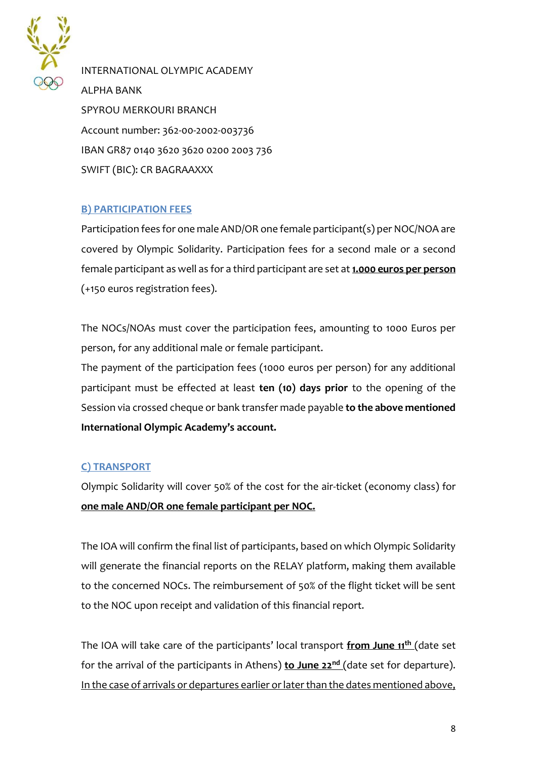INTERNATIONAL OLYMPIC ACADEMY
ALPHA BANK
SPYROU MERKOURI BRANCH
Account number: 362-00-2002-003736
IBAN GR87 0140 3620 3620 0200 2003 736
SWIFT (BIC): CR BAGRAAXXX

## B) PARTICIPATION FEES

Participation fees for one male AND/OR one female participant(s) per NOC/NOA are covered by Olympic Solidarity. Participation fees for a second male or a second female participant as well as for a third participant are set at **1.000 euros per person** (+150 euros registration fees).

The NOCs/NOAs must cover the participation fees, amounting to 1000 Euros per person, for any additional male or female participant.
The payment of the participation fees (1000 euros per person) for any additional participant must be effected at least **ten (10) days prior** to the opening of the Session via crossed cheque or bank transfer made payable **to the above mentioned International Olympic Academy's account.**

## C) TRANSPORT

Olympic Solidarity will cover 50% of the cost for the air-ticket (economy class) for **one male AND/OR one female participant per NOC.**

The IOA will confirm the final list of participants, based on which Olympic Solidarity will generate the financial reports on the RELAY platform, making them available to the concerned NOCs. The reimbursement of 50% of the flight ticket will be sent to the NOC upon receipt and validation of this financial report.

The IOA will take care of the participants' local transport **from June 11th** (date set for the arrival of the participants in Athens) **to June 22nd** (date set for departure). In the case of arrivals or departures earlier or later than the dates mentioned above,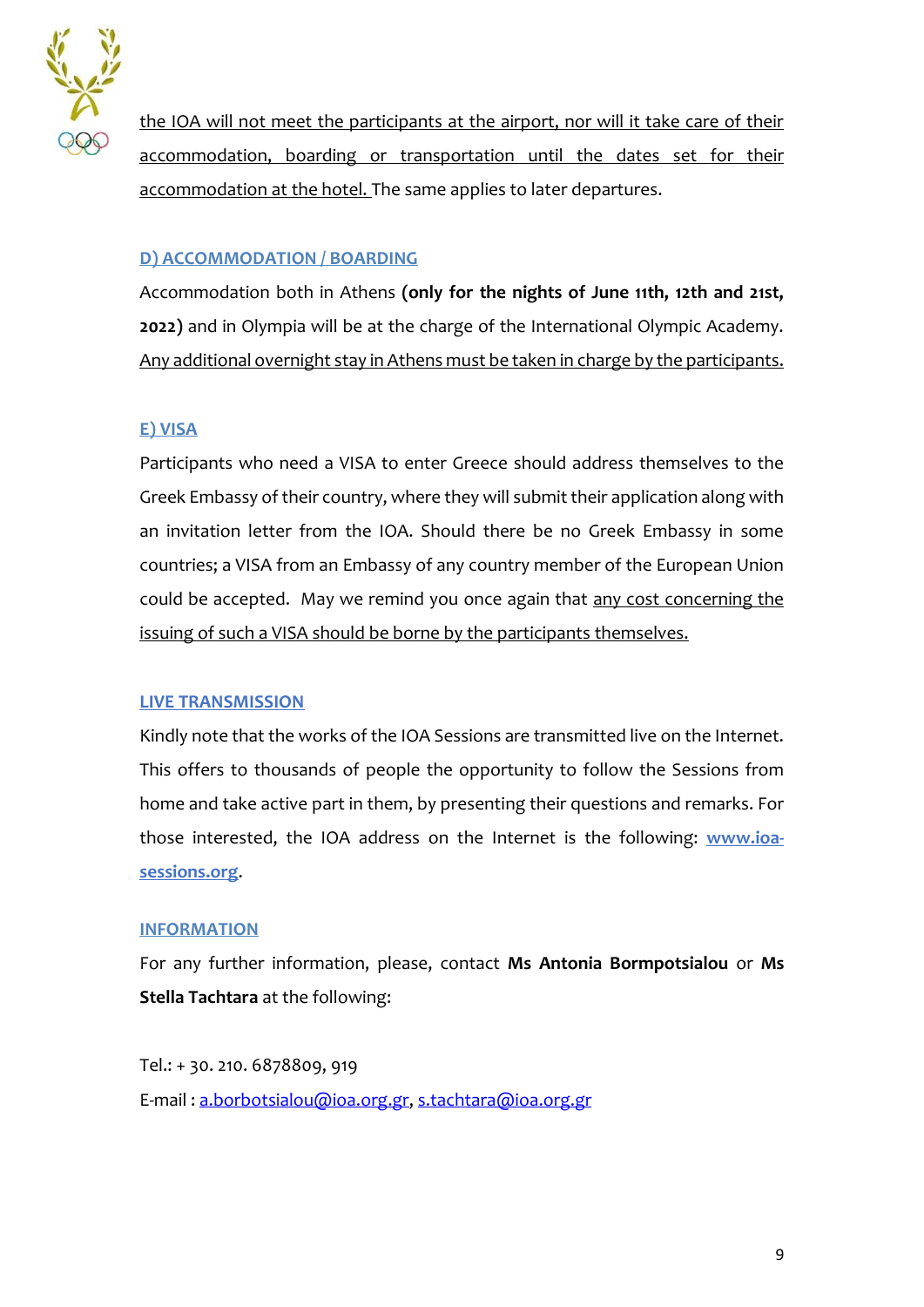the IOA will not meet the participants at the airport, nor will it take care of their accommodation, boarding or transportation until the dates set for their accommodation at the hotel. The same applies to later departures.

## D) ACCOMMODATION / BOARDING

Accommodation both in Athens **(only for the nights of June 11th, 12th and 21st, 2022)** and in Olympia will be at the charge of the International Olympic Academy. Any additional overnight stay in Athens must be taken in charge by the participants.

## E) VISA

Participants who need a VISA to enter Greece should address themselves to the Greek Embassy of their country, where they will submit their application along with an invitation letter from the IOA. Should there be no Greek Embassy in some countries; a VISA from an Embassy of any country member of the European Union could be accepted. May we remind you once again that any cost concerning the issuing of such a VISA should be borne by the participants themselves.

## LIVE TRANSMISSION

Kindly note that the works of the IOA Sessions are transmitted live on the Internet. This offers to thousands of people the opportunity to follow the Sessions from home and take active part in them, by presenting their questions and remarks. For those interested, the IOA address on the Internet is the following: **www.ioa-sessions.org**.

## INFORMATION

For any further information, please, contact **Ms Antonia Bormpotsialou** or **Ms Stella Tachtara** at the following:

Tel.: + 30. 210. 6878809, 919

E-mail : a.borbotsialou@ioa.org.gr, s.tachtara@ioa.org.gr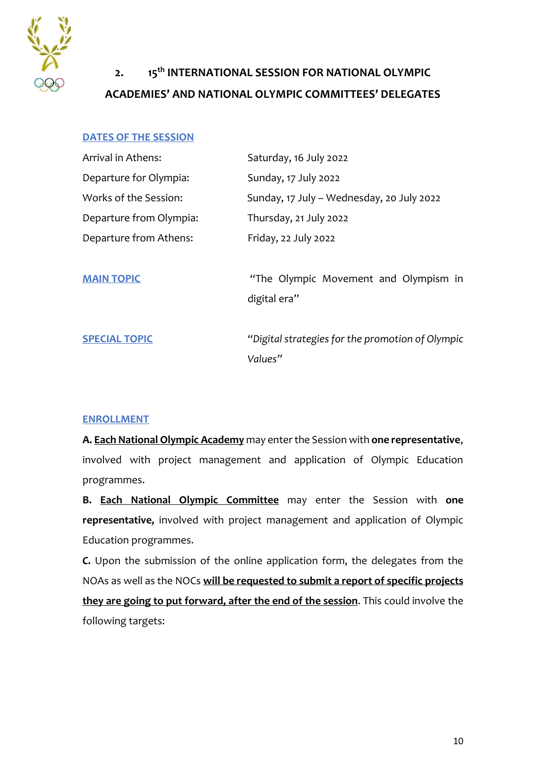## 2. 15th INTERNATIONAL SESSION FOR NATIONAL OLYMPIC ACADEMIES' AND NATIONAL OLYMPIC COMMITTEES' DELEGATES

**DATES OF THE SESSION**

| | |
|---|---|
| Arrival in Athens: | Saturday, 16 July 2022 |
| Departure for Olympia: | Sunday, 17 July 2022 |
| Works of the Session: | Sunday, 17 July – Wednesday, 20 July 2022 |
| Departure from Olympia: | Thursday, 21 July 2022 |
| Departure from Athens: | Friday, 22 July 2022 |

**MAIN TOPIC** "The Olympic Movement and Olympism in digital era"

**SPECIAL TOPIC** *"Digital strategies for the promotion of Olympic Values"*

**ENROLLMENT**

**A.** **Each National Olympic Academy** may enter the Session with **one representative**, involved with project management and application of Olympic Education programmes.

**B.** **Each National Olympic Committee** may enter the Session with **one representative,** involved with project management and application of Olympic Education programmes.

**C.** Upon the submission of the online application form, the delegates from the NOAs as well as the NOCs **will be requested to submit a report of specific projects they are going to put forward, after the end of the session**. This could involve the following targets: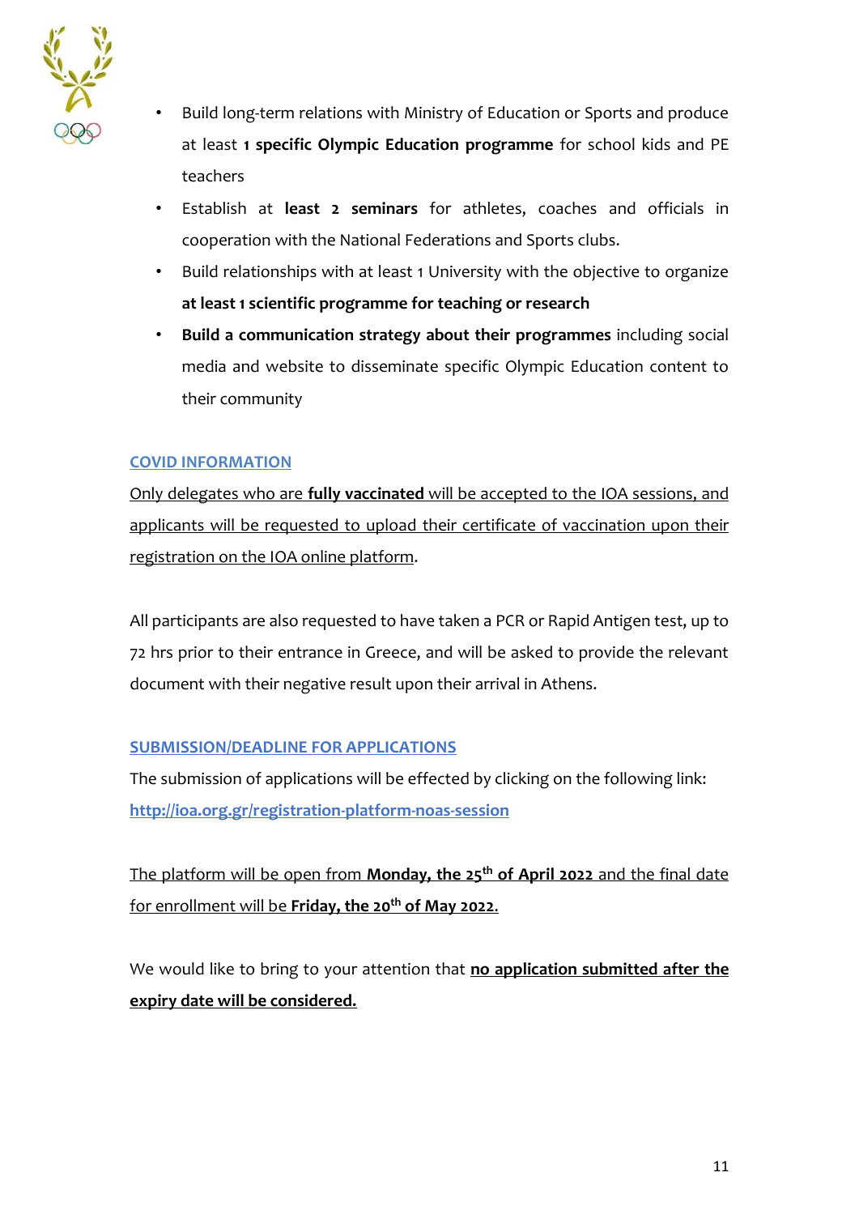- Build long-term relations with Ministry of Education or Sports and produce at least **1 specific Olympic Education programme** for school kids and PE teachers
- Establish at **least 2 seminars** for athletes, coaches and officials in cooperation with the National Federations and Sports clubs.
- Build relationships with at least 1 University with the objective to organize **at least 1 scientific programme for teaching or research**
- **Build a communication strategy about their programmes** including social media and website to disseminate specific Olympic Education content to their community

### COVID INFORMATION

Only delegates who are **fully vaccinated** will be accepted to the IOA sessions, and applicants will be requested to upload their certificate of vaccination upon their registration on the IOA online platform.

All participants are also requested to have taken a PCR or Rapid Antigen test, up to 72 hrs prior to their entrance in Greece, and will be asked to provide the relevant document with their negative result upon their arrival in Athens.

### SUBMISSION/DEADLINE FOR APPLICATIONS

The submission of applications will be effected by clicking on the following link: **http://ioa.org.gr/registration-platform-noas-session**

The platform will be open from **Monday, the 25th of April 2022** and the final date for enrollment will be **Friday, the 20th of May 2022**.

We would like to bring to your attention that **no application submitted after the expiry date will be considered.**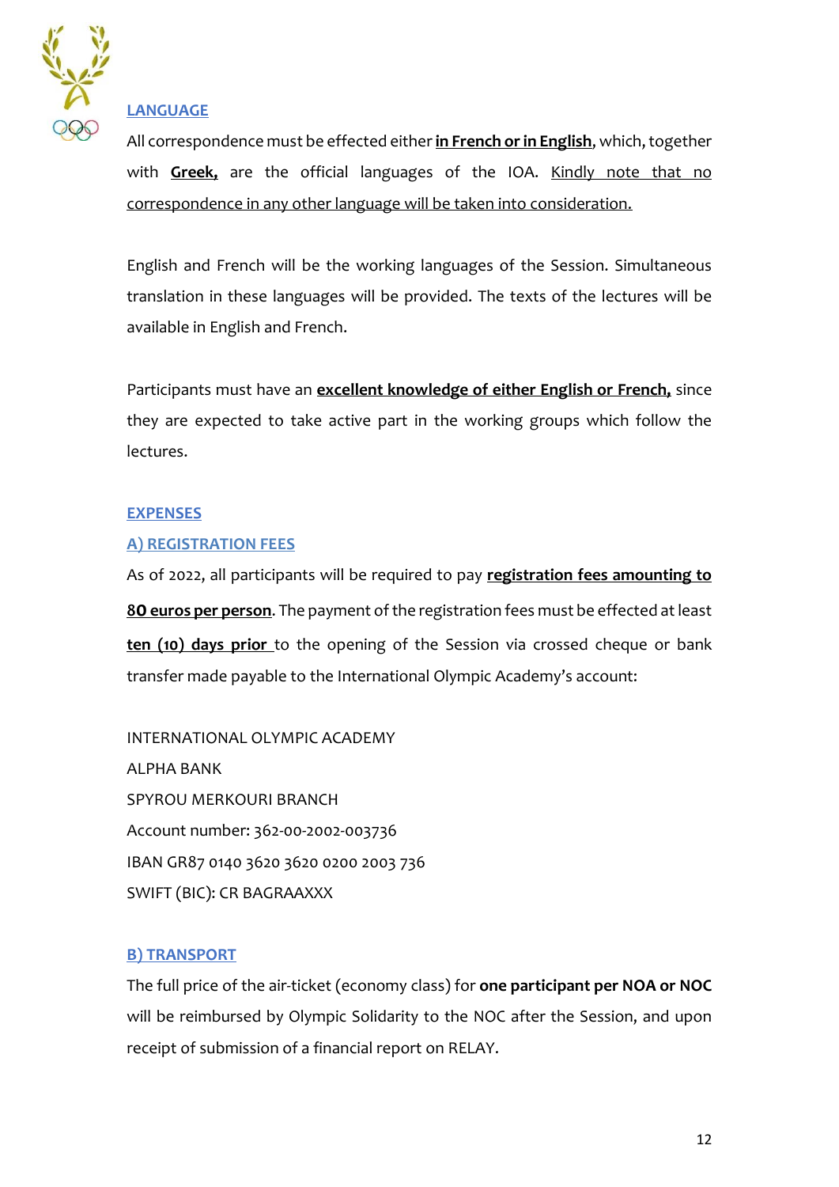## LANGUAGE

All correspondence must be effected either **in French or in English**, which, together with **Greek,** are the official languages of the IOA. Kindly note that no correspondence in any other language will be taken into consideration.

English and French will be the working languages of the Session. Simultaneous translation in these languages will be provided. The texts of the lectures will be available in English and French.

Participants must have an **excellent knowledge of either English or French,** since they are expected to take active part in the working groups which follow the lectures.

## EXPENSES

### A) REGISTRATION FEES

As of 2022, all participants will be required to pay **registration fees amounting to 80 euros per person**. The payment of the registration fees must be effected at least **ten (10) days prior** to the opening of the Session via crossed cheque or bank transfer made payable to the International Olympic Academy's account:

INTERNATIONAL OLYMPIC ACADEMY
ALPHA BANK
SPYROU MERKOURI BRANCH
Account number: 362-00-2002-003736
IBAN GR87 0140 3620 3620 0200 2003 736
SWIFT (BIC): CR BAGRAAXXX

### B) TRANSPORT

The full price of the air-ticket (economy class) for **one participant per NOA or NOC** will be reimbursed by Olympic Solidarity to the NOC after the Session, and upon receipt of submission of a financial report on RELAY.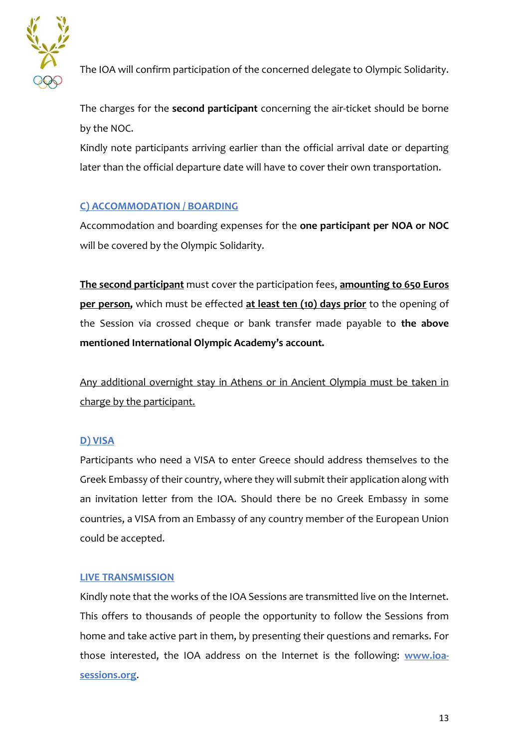The IOA will confirm participation of the concerned delegate to Olympic Solidarity.

The charges for the **second participant** concerning the air-ticket should be borne by the NOC.

Kindly note participants arriving earlier than the official arrival date or departing later than the official departure date will have to cover their own transportation.

## C) ACCOMMODATION / BOARDING

Accommodation and boarding expenses for the **one participant per NOA or NOC** will be covered by the Olympic Solidarity.

**The second participant** must cover the participation fees, **amounting to 650 Euros per person,** which must be effected **at least ten (10) days prior** to the opening of the Session via crossed cheque or bank transfer made payable to **the above mentioned International Olympic Academy's account.**

Any additional overnight stay in Athens or in Ancient Olympia must be taken in charge by the participant.

## D) VISA

Participants who need a VISA to enter Greece should address themselves to the Greek Embassy of their country, where they will submit their application along with an invitation letter from the IOA. Should there be no Greek Embassy in some countries, a VISA from an Embassy of any country member of the European Union could be accepted.

## LIVE TRANSMISSION

Kindly note that the works of the IOA Sessions are transmitted live on the Internet. This offers to thousands of people the opportunity to follow the Sessions from home and take active part in them, by presenting their questions and remarks. For those interested, the IOA address on the Internet is the following: **www.ioa-sessions.org**.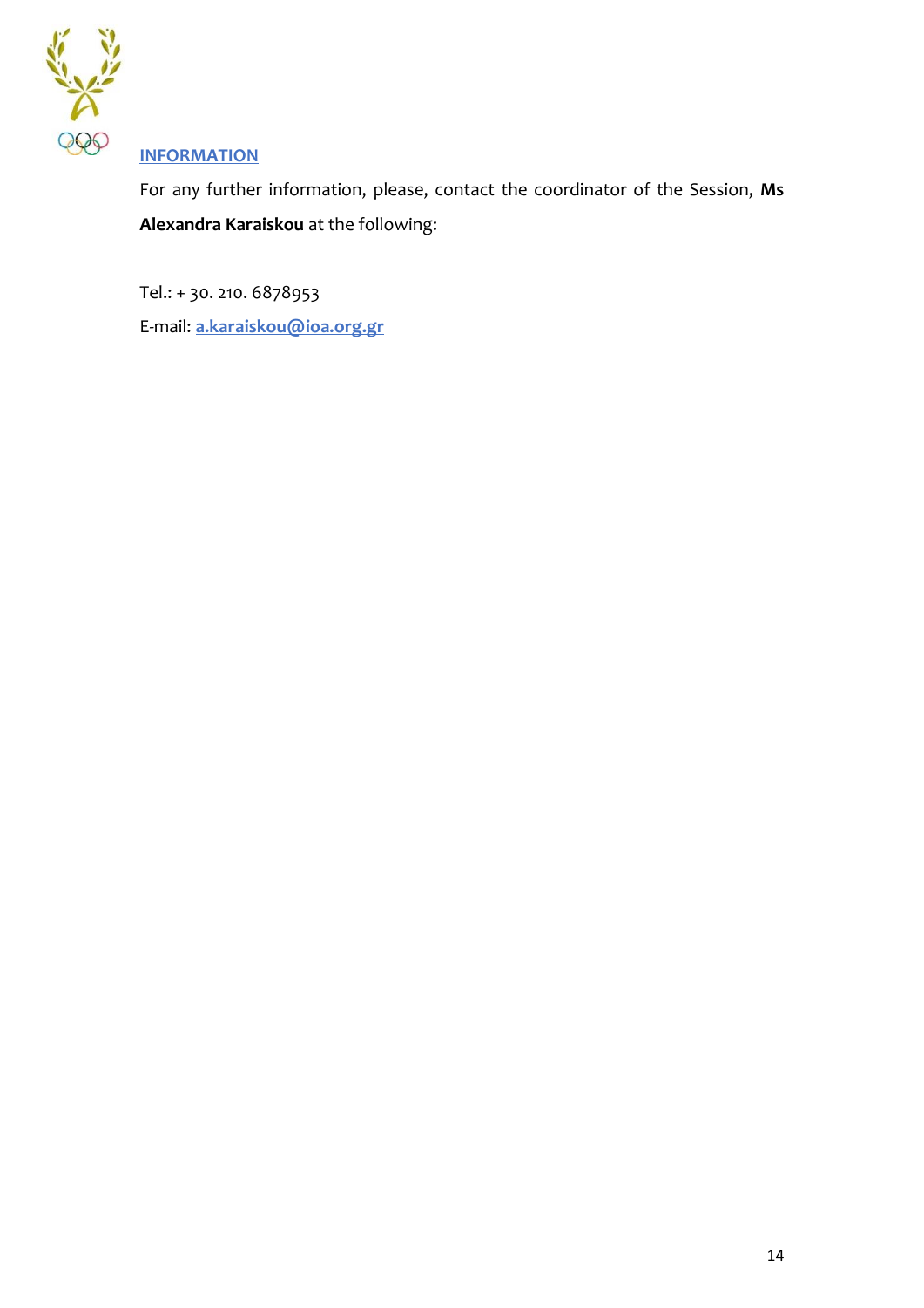## INFORMATION

For any further information, please, contact the coordinator of the Session, **Ms Alexandra Karaiskou** at the following:

Tel.: + 30. 210. 6878953

E-mail: **a.karaiskou@ioa.org.gr**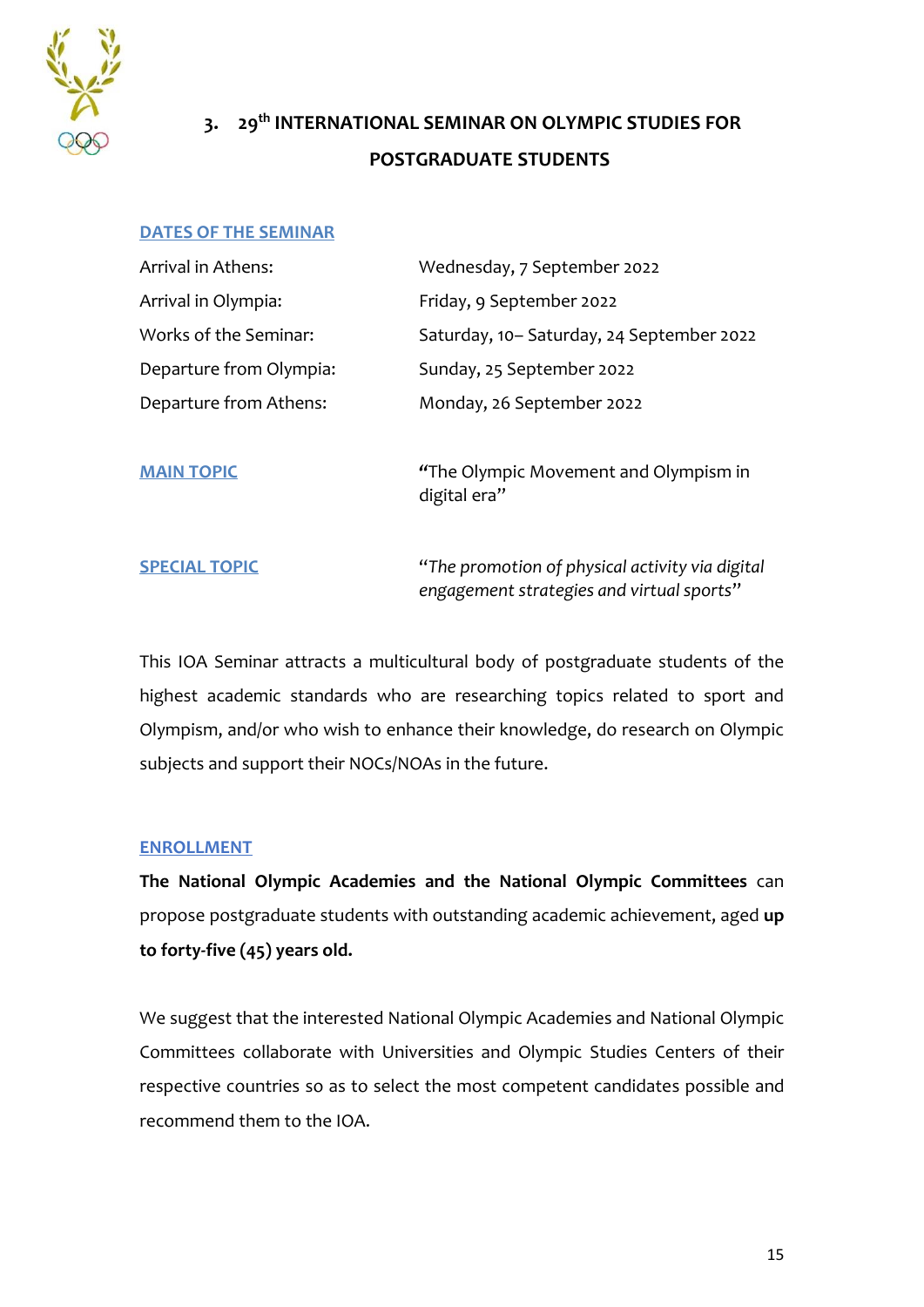## 3. 29th INTERNATIONAL SEMINAR ON OLYMPIC STUDIES FOR POSTGRADUATE STUDENTS

**DATES OF THE SEMINAR**

| | |
|---|---|
| Arrival in Athens: | Wednesday, 7 September 2022 |
| Arrival in Olympia: | Friday, 9 September 2022 |
| Works of the Seminar: | Saturday, 10– Saturday, 24 September 2022 |
| Departure from Olympia: | Sunday, 25 September 2022 |
| Departure from Athens: | Monday, 26 September 2022 |

**MAIN TOPIC** — "The Olympic Movement and Olympism in digital era"

**SPECIAL TOPIC** — "*The promotion of physical activity via digital engagement strategies and virtual sports*"

This IOA Seminar attracts a multicultural body of postgraduate students of the highest academic standards who are researching topics related to sport and Olympism, and/or who wish to enhance their knowledge, do research on Olympic subjects and support their NOCs/NOAs in the future.

**ENROLLMENT**

**The National Olympic Academies and the National Olympic Committees** can propose postgraduate students with outstanding academic achievement, aged **up to forty-five (45) years old.**

We suggest that the interested National Olympic Academies and National Olympic Committees collaborate with Universities and Olympic Studies Centers of their respective countries so as to select the most competent candidates possible and recommend them to the IOA.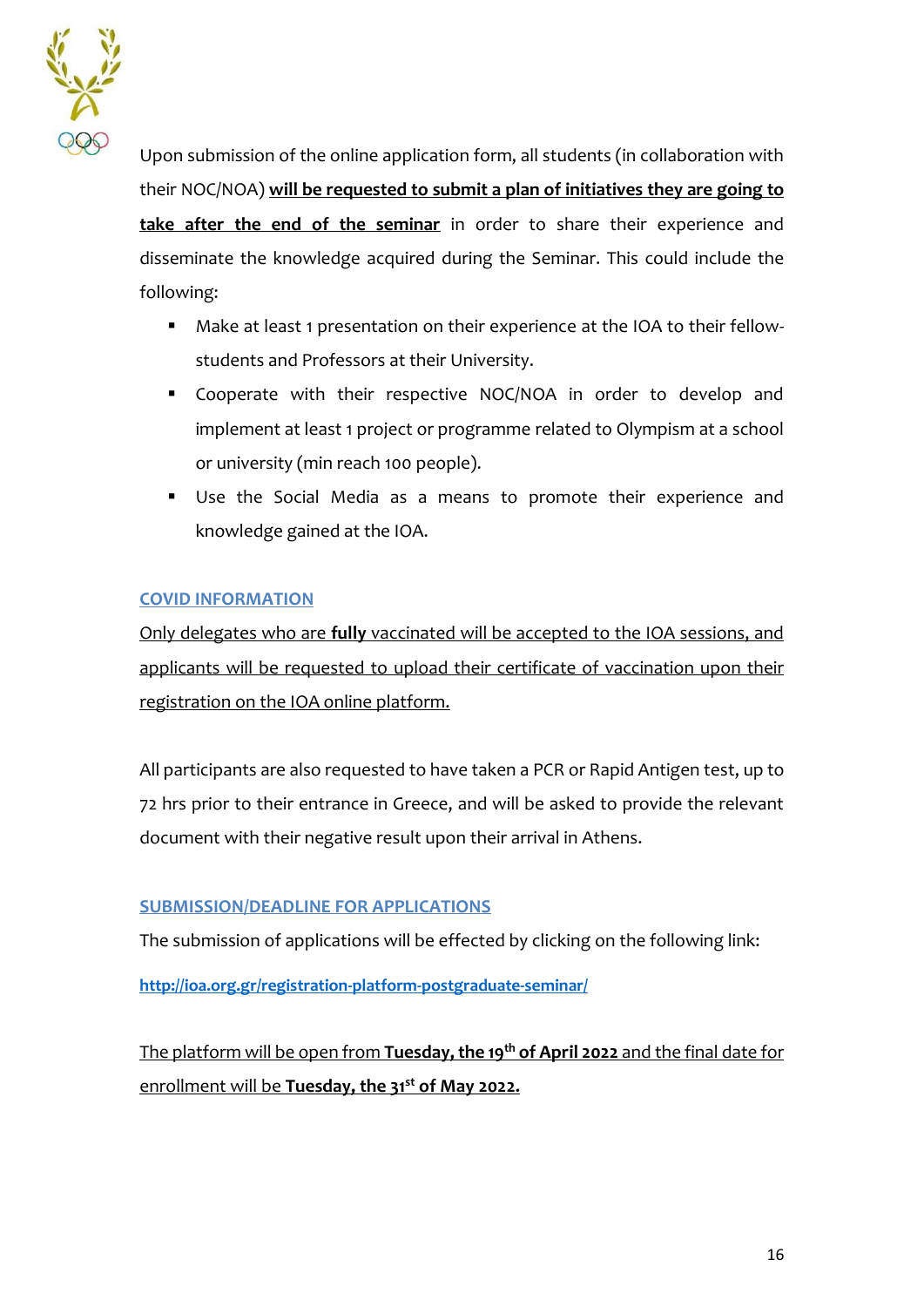Upon submission of the online application form, all students (in collaboration with their NOC/NOA) **will be requested to submit a plan of initiatives they are going to take after the end of the seminar** in order to share their experience and disseminate the knowledge acquired during the Seminar. This could include the following:

- Make at least 1 presentation on their experience at the IOA to their fellow-students and Professors at their University.
- Cooperate with their respective NOC/NOA in order to develop and implement at least 1 project or programme related to Olympism at a school or university (min reach 100 people).
- Use the Social Media as a means to promote their experience and knowledge gained at the IOA.

## COVID INFORMATION

Only delegates who are **fully** vaccinated will be accepted to the IOA sessions, and applicants will be requested to upload their certificate of vaccination upon their registration on the IOA online platform.

All participants are also requested to have taken a PCR or Rapid Antigen test, up to 72 hrs prior to their entrance in Greece, and will be asked to provide the relevant document with their negative result upon their arrival in Athens.

## SUBMISSION/DEADLINE FOR APPLICATIONS

The submission of applications will be effected by clicking on the following link:

**http://ioa.org.gr/registration-platform-postgraduate-seminar/**

The platform will be open from **Tuesday, the 19th of April 2022** and the final date for enrollment will be **Tuesday, the 31st of May 2022.**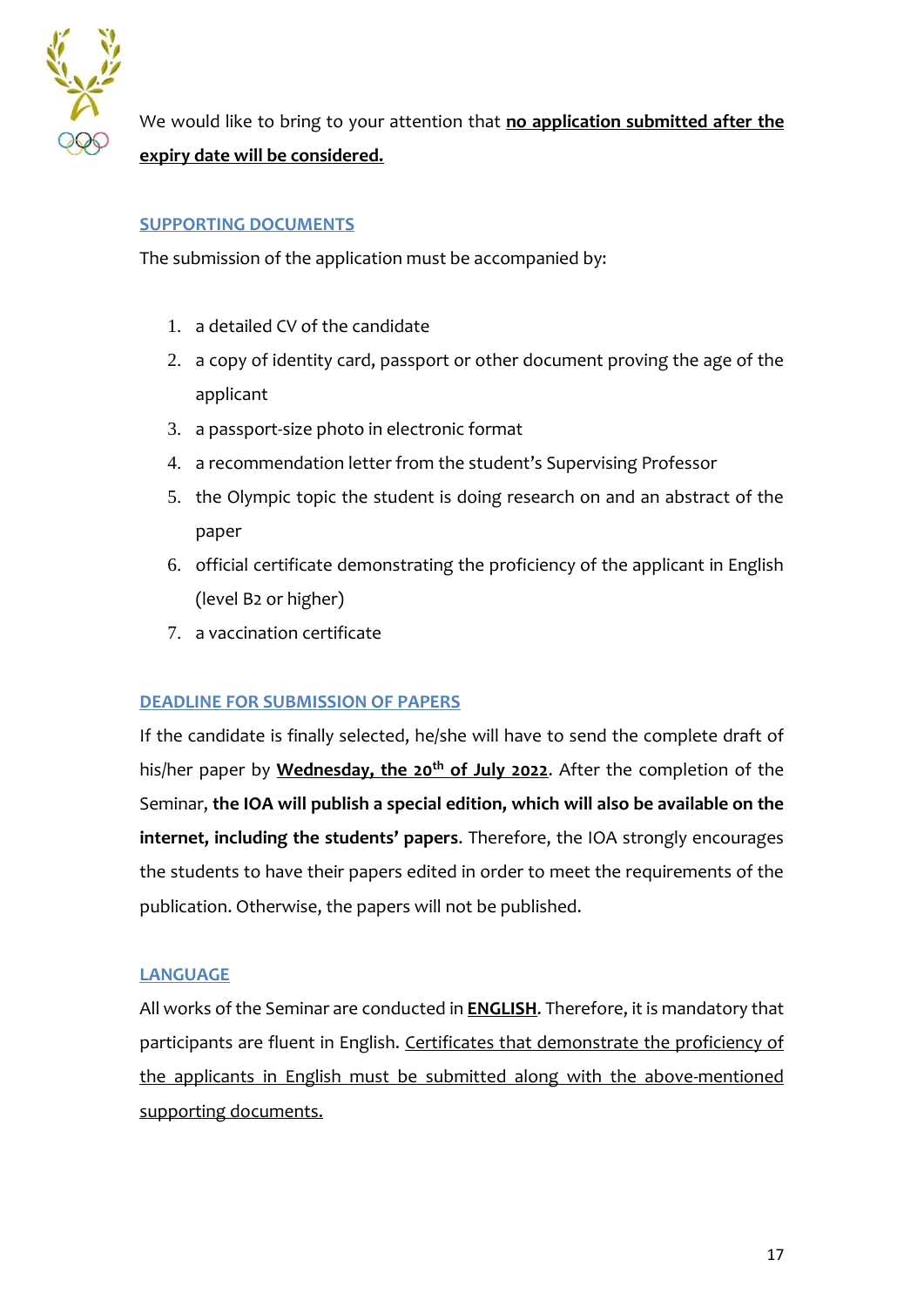We would like to bring to your attention that **no application submitted after the expiry date will be considered.**

## SUPPORTING DOCUMENTS

The submission of the application must be accompanied by:

1. a detailed CV of the candidate
2. a copy of identity card, passport or other document proving the age of the applicant
3. a passport-size photo in electronic format
4. a recommendation letter from the student's Supervising Professor
5. the Olympic topic the student is doing research on and an abstract of the paper
6. official certificate demonstrating the proficiency of the applicant in English (level B2 or higher)
7. a vaccination certificate

## DEADLINE FOR SUBMISSION OF PAPERS

If the candidate is finally selected, he/she will have to send the complete draft of his/her paper by **Wednesday, the 20th of July 2022**. After the completion of the Seminar, **the IOA will publish a special edition, which will also be available on the internet, including the students' papers**. Therefore, the IOA strongly encourages the students to have their papers edited in order to meet the requirements of the publication. Otherwise, the papers will not be published.

## LANGUAGE

All works of the Seminar are conducted in **ENGLISH**. Therefore, it is mandatory that participants are fluent in English. Certificates that demonstrate the proficiency of the applicants in English must be submitted along with the above-mentioned supporting documents.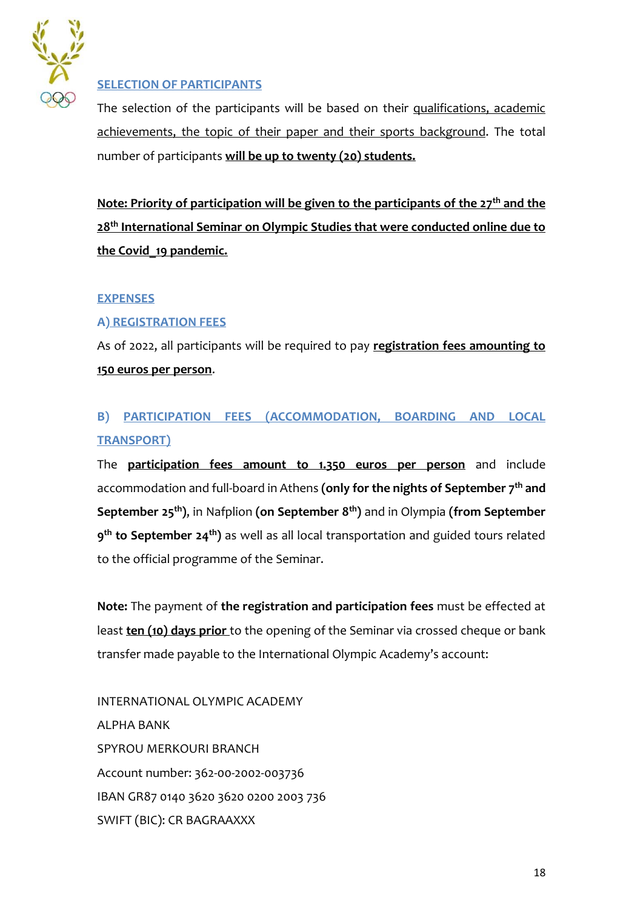## SELECTION OF PARTICIPANTS

The selection of the participants will be based on their qualifications, academic achievements, the topic of their paper and their sports background. The total number of participants **will be up to twenty (20) students.**

**Note: Priority of participation will be given to the participants of the 27th and the 28th International Seminar on Olympic Studies that were conducted online due to the Covid_19 pandemic.**

## EXPENSES

### A) REGISTRATION FEES

As of 2022, all participants will be required to pay **registration fees amounting to 150 euros per person**.

### B) PARTICIPATION FEES (ACCOMMODATION, BOARDING AND LOCAL TRANSPORT)

The **participation fees amount to 1.350 euros per person** and include accommodation and full-board in Athens **(only for the nights of September 7th and September 25th)**, in Nafplion **(on September 8th)** and in Olympia **(from September 9th to September 24th)** as well as all local transportation and guided tours related to the official programme of the Seminar.

**Note:** The payment of **the registration and participation fees** must be effected at least **ten (10) days prior** to the opening of the Seminar via crossed cheque or bank transfer made payable to the International Olympic Academy's account:

INTERNATIONAL OLYMPIC ACADEMY
ALPHA BANK
SPYROU MERKOURI BRANCH
Account number: 362-00-2002-003736
IBAN GR87 0140 3620 3620 0200 2003 736
SWIFT (BIC): CR BAGRAAXXX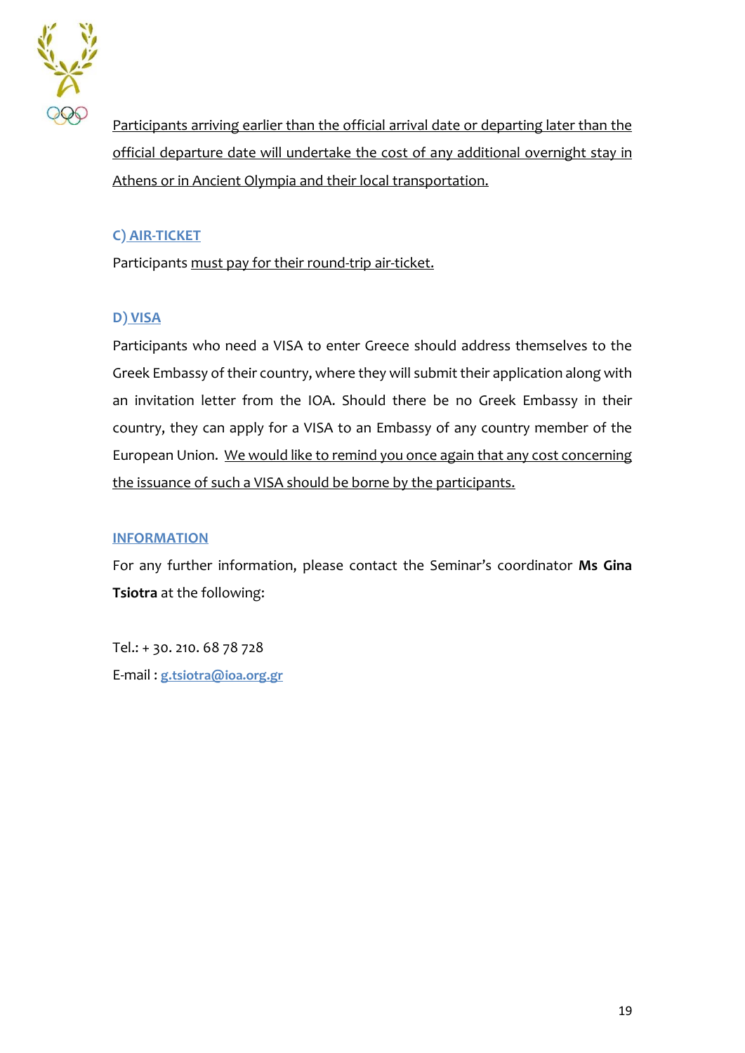Participants arriving earlier than the official arrival date or departing later than the official departure date will undertake the cost of any additional overnight stay in Athens or in Ancient Olympia and their local transportation.

### C) AIR-TICKET

Participants must pay for their round-trip air-ticket.

### D) VISA

Participants who need a VISA to enter Greece should address themselves to the Greek Embassy of their country, where they will submit their application along with an invitation letter from the IOA. Should there be no Greek Embassy in their country, they can apply for a VISA to an Embassy of any country member of the European Union. We would like to remind you once again that any cost concerning the issuance of such a VISA should be borne by the participants.

### INFORMATION

For any further information, please contact the Seminar's coordinator **Ms Gina Tsiotra** at the following:

Tel.: + 30. 210. 68 78 728
E-mail : **g.tsiotra@ioa.org.gr**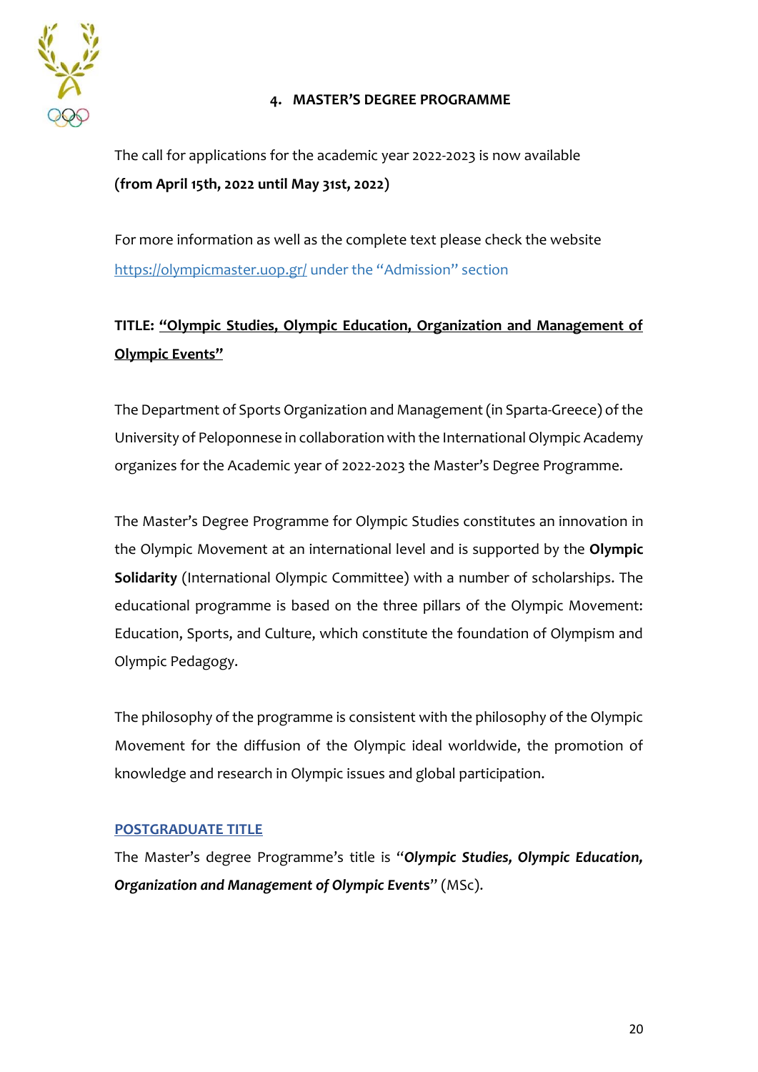## 4. MASTER'S DEGREE PROGRAMME

The call for applications for the academic year 2022-2023 is now available
**(from April 15th, 2022 until May 31st, 2022)**

For more information as well as the complete text please check the website
https://olympicmaster.uop.gr/ under the "Admission" section

**TITLE: "Olympic Studies, Olympic Education, Organization and Management of Olympic Events"**

The Department of Sports Organization and Management (in Sparta-Greece) of the University of Peloponnese in collaboration with the International Olympic Academy organizes for the Academic year of 2022-2023 the Master's Degree Programme.

The Master's Degree Programme for Olympic Studies constitutes an innovation in the Olympic Movement at an international level and is supported by the **Olympic Solidarity** (International Olympic Committee) with a number of scholarships. The educational programme is based on the three pillars of the Olympic Movement: Education, Sports, and Culture, which constitute the foundation of Olympism and Olympic Pedagogy.

The philosophy of the programme is consistent with the philosophy of the Olympic Movement for the diffusion of the Olympic ideal worldwide, the promotion of knowledge and research in Olympic issues and global participation.

**POSTGRADUATE TITLE**

The Master's degree Programme's title is "***Olympic Studies, Olympic Education, Organization and Management of Olympic Events***" (MSc).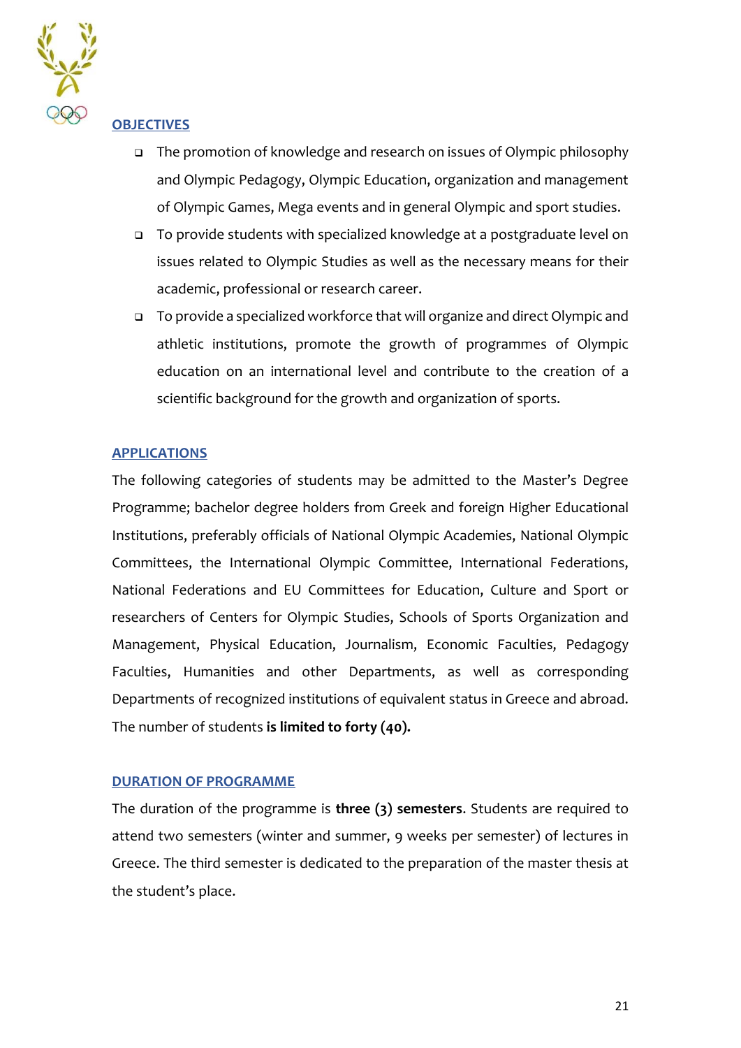## OBJECTIVES

- The promotion of knowledge and research on issues of Olympic philosophy and Olympic Pedagogy, Olympic Education, organization and management of Olympic Games, Mega events and in general Olympic and sport studies.
- To provide students with specialized knowledge at a postgraduate level on issues related to Olympic Studies as well as the necessary means for their academic, professional or research career.
- To provide a specialized workforce that will organize and direct Olympic and athletic institutions, promote the growth of programmes of Olympic education on an international level and contribute to the creation of a scientific background for the growth and organization of sports.

## APPLICATIONS

The following categories of students may be admitted to the Master's Degree Programme; bachelor degree holders from Greek and foreign Higher Educational Institutions, preferably officials of National Olympic Academies, National Olympic Committees, the International Olympic Committee, International Federations, National Federations and EU Committees for Education, Culture and Sport or researchers of Centers for Olympic Studies, Schools of Sports Organization and Management, Physical Education, Journalism, Economic Faculties, Pedagogy Faculties, Humanities and other Departments, as well as corresponding Departments of recognized institutions of equivalent status in Greece and abroad. The number of students **is limited to forty (40).**

## DURATION OF PROGRAMME

The duration of the programme is **three (3) semesters**. Students are required to attend two semesters (winter and summer, 9 weeks per semester) of lectures in Greece. The third semester is dedicated to the preparation of the master thesis at the student's place.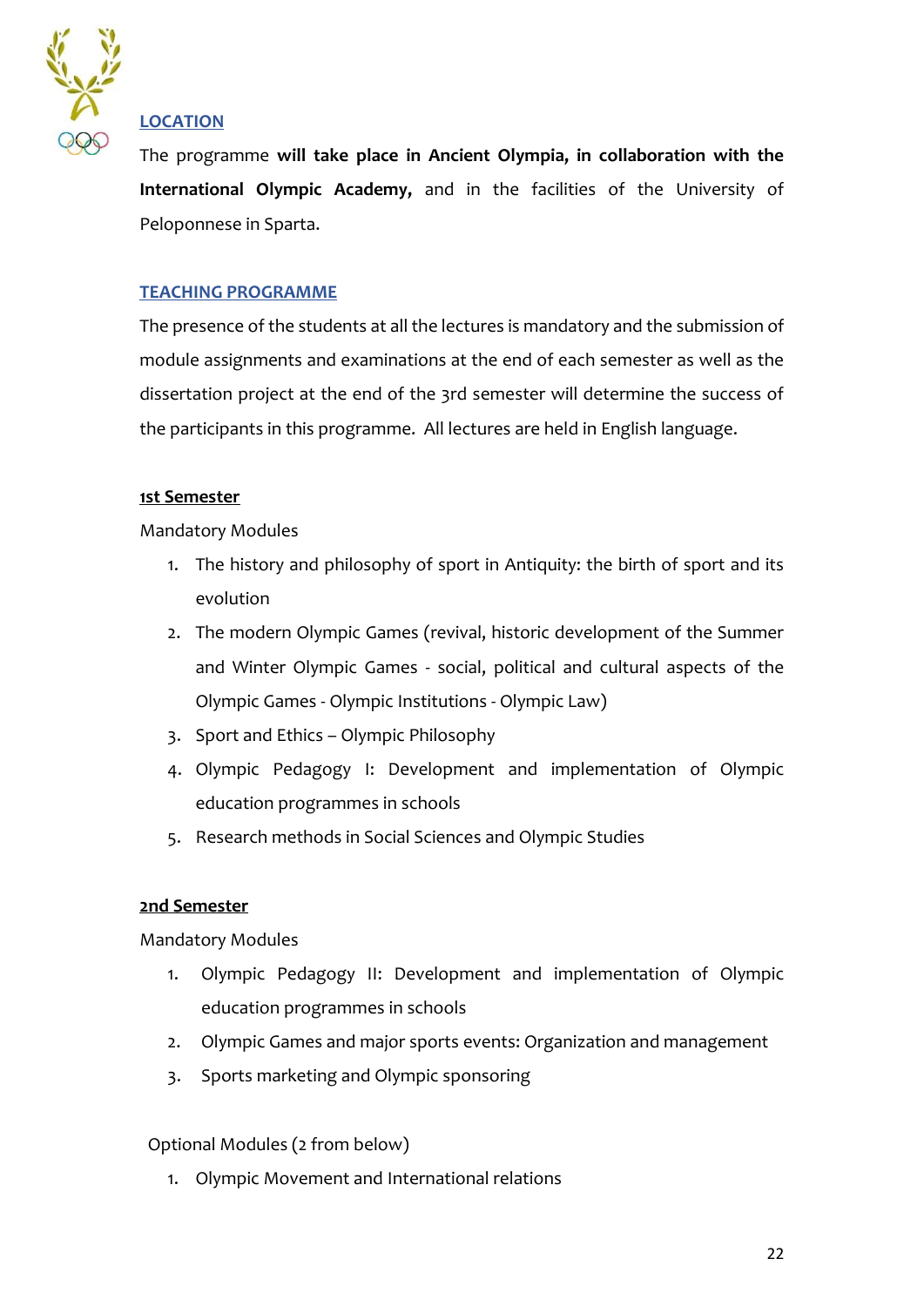## LOCATION

The programme **will take place in Ancient Olympia, in collaboration with the International Olympic Academy,** and in the facilities of the University of Peloponnese in Sparta.

## TEACHING PROGRAMME

The presence of the students at all the lectures is mandatory and the submission of module assignments and examinations at the end of each semester as well as the dissertation project at the end of the 3rd semester will determine the success of the participants in this programme. All lectures are held in English language.

### 1st Semester

Mandatory Modules

1. The history and philosophy of sport in Antiquity: the birth of sport and its evolution
2. The modern Olympic Games (revival, historic development of the Summer and Winter Olympic Games - social, political and cultural aspects of the Olympic Games - Olympic Institutions - Olympic Law)
3. Sport and Ethics – Olympic Philosophy
4. Olympic Pedagogy I: Development and implementation of Olympic education programmes in schools
5. Research methods in Social Sciences and Olympic Studies

### 2nd Semester

Mandatory Modules

1. Olympic Pedagogy II: Development and implementation of Olympic education programmes in schools
2. Olympic Games and major sports events: Organization and management
3. Sports marketing and Olympic sponsoring

Optional Modules (2 from below)

1. Olympic Movement and International relations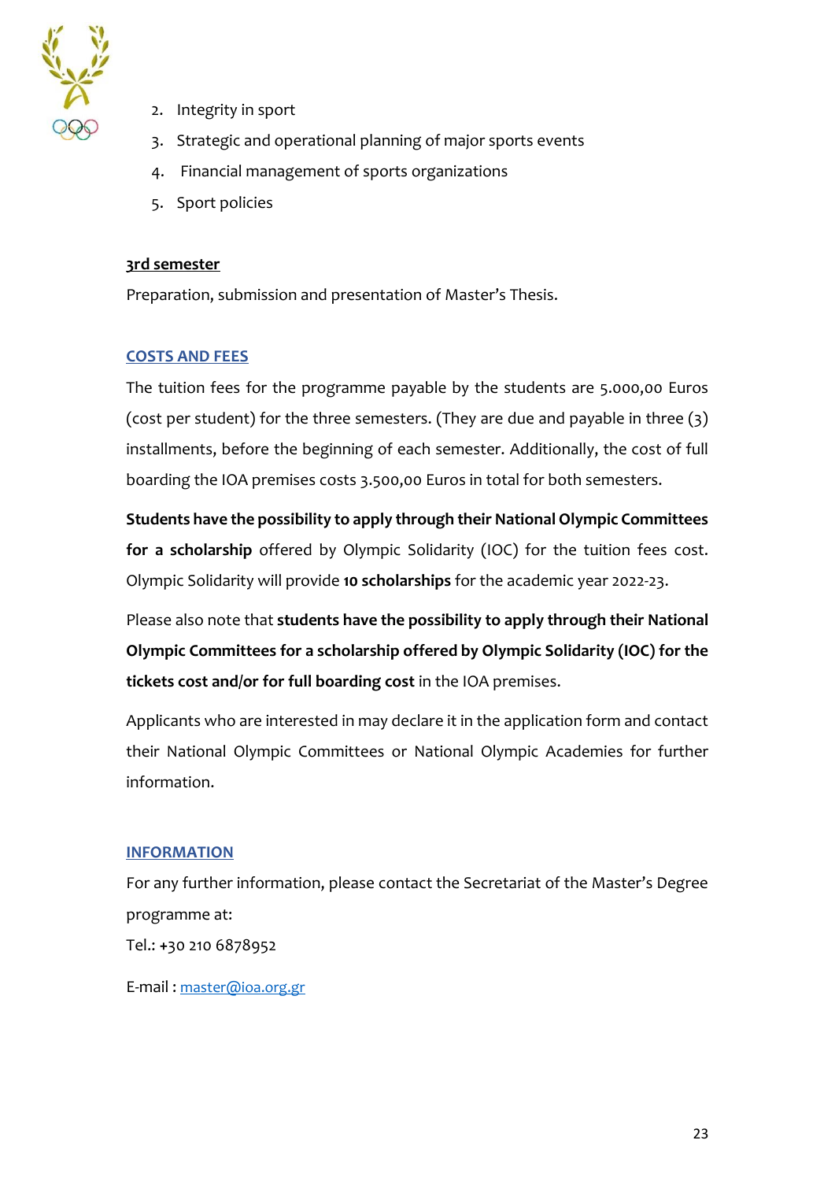2. Integrity in sport
3. Strategic and operational planning of major sports events
4. Financial management of sports organizations
5. Sport policies

**3rd semester**

Preparation, submission and presentation of Master's Thesis.

## COSTS AND FEES

The tuition fees for the programme payable by the students are 5.000,00 Euros (cost per student) for the three semesters. (They are due and payable in three (3) installments, before the beginning of each semester. Additionally, the cost of full boarding the IOA premises costs 3.500,00 Euros in total for both semesters.

**Students have the possibility to apply through their National Olympic Committees for a scholarship** offered by Olympic Solidarity (IOC) for the tuition fees cost. Olympic Solidarity will provide **10 scholarships** for the academic year 2022-23.

Please also note that **students have the possibility to apply through their National Olympic Committees for a scholarship offered by Olympic Solidarity (IOC) for the tickets cost and/or for full boarding cost** in the IOA premises.

Applicants who are interested in may declare it in the application form and contact their National Olympic Committees or National Olympic Academies for further information.

## INFORMATION

For any further information, please contact the Secretariat of the Master's Degree programme at:

Tel.: +30 210 6878952

E-mail : master@ioa.org.gr